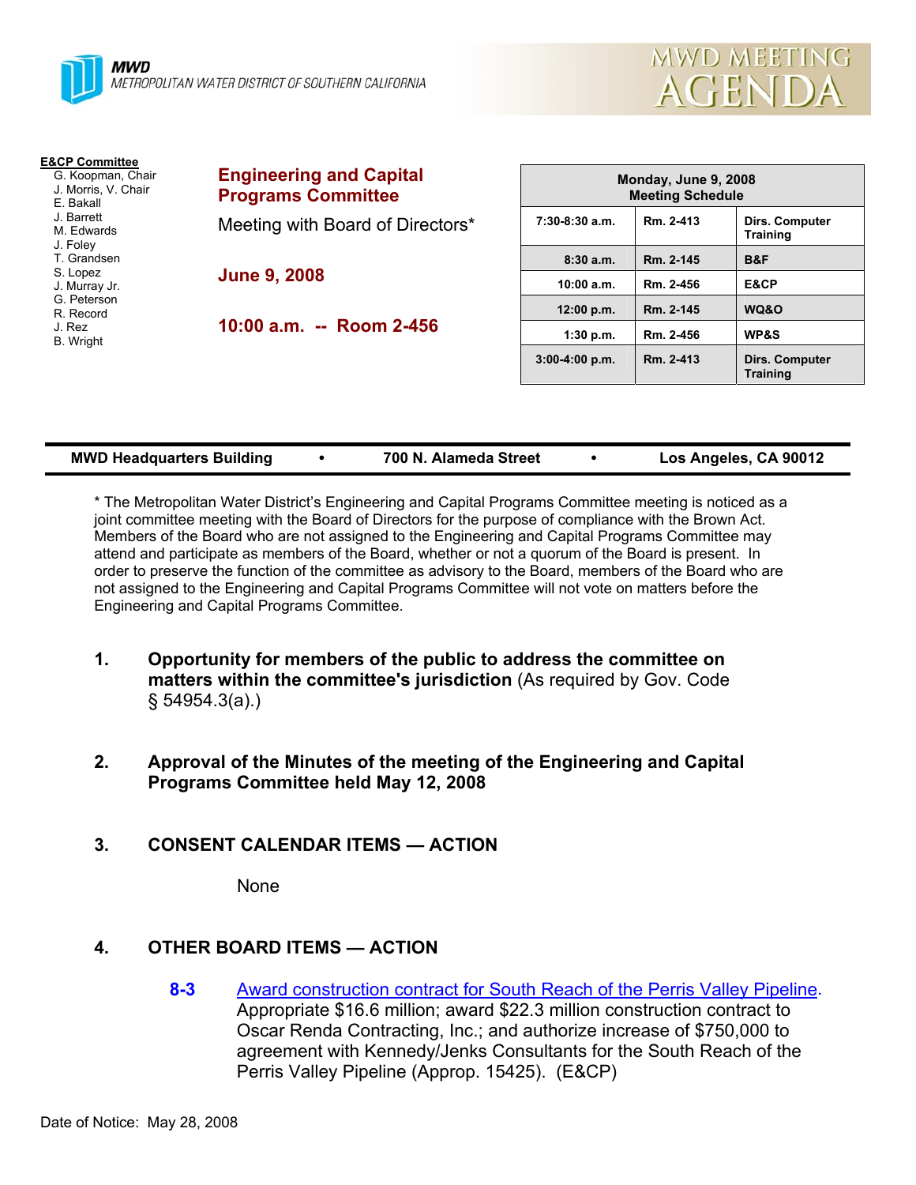**MWD**
METROPOLITAN WATER DISTRICT OF SOUTHERN CALIFORNIA

# MWD MEETING AGENDA

**E&CP Committee**
- G. Koopman, Chair
- J. Morris, V. Chair
- E. Bakall
- J. Barrett
- M. Edwards
- J. Foley
- T. Grandsen
- S. Lopez
- J. Murray Jr.
- G. Peterson
- R. Record
- J. Rez
- B. Wright

## Engineering and Capital Programs Committee

Meeting with Board of Directors*

**June 9, 2008**

**10:00 a.m. -- Room 2-456**

| Monday, June 9, 2008 Meeting Schedule | | |
|---|---|---|
| 7:30-8:30 a.m. | Rm. 2-413 | Dirs. Computer Training |
| 8:30 a.m. | Rm. 2-145 | B&F |
| 10:00 a.m. | Rm. 2-456 | E&CP |
| 12:00 p.m. | Rm. 2-145 | WQ&O |
| 1:30 p.m. | Rm. 2-456 | WP&S |
| 3:00-4:00 p.m. | Rm. 2-413 | Dirs. Computer Training |

**MWD Headquarters Building • 700 N. Alameda Street • Los Angeles, CA 90012**

* The Metropolitan Water District's Engineering and Capital Programs Committee meeting is noticed as a joint committee meeting with the Board of Directors for the purpose of compliance with the Brown Act. Members of the Board who are not assigned to the Engineering and Capital Programs Committee may attend and participate as members of the Board, whether or not a quorum of the Board is present. In order to preserve the function of the committee as advisory to the Board, members of the Board who are not assigned to the Engineering and Capital Programs Committee will not vote on matters before the Engineering and Capital Programs Committee.

1. **Opportunity for members of the public to address the committee on matters within the committee's jurisdiction** (As required by Gov. Code § 54954.3(a).)

2. **Approval of the Minutes of the meeting of the Engineering and Capital Programs Committee held May 12, 2008**

3. **CONSENT CALENDAR ITEMS — ACTION**

   None

4. **OTHER BOARD ITEMS — ACTION**

   **8-3** Award construction contract for South Reach of the Perris Valley Pipeline. Appropriate $16.6 million; award $22.3 million construction contract to Oscar Renda Contracting, Inc.; and authorize increase of $750,000 to agreement with Kennedy/Jenks Consultants for the South Reach of the Perris Valley Pipeline (Approp. 15425). (E&CP)

Date of Notice: May 28, 2008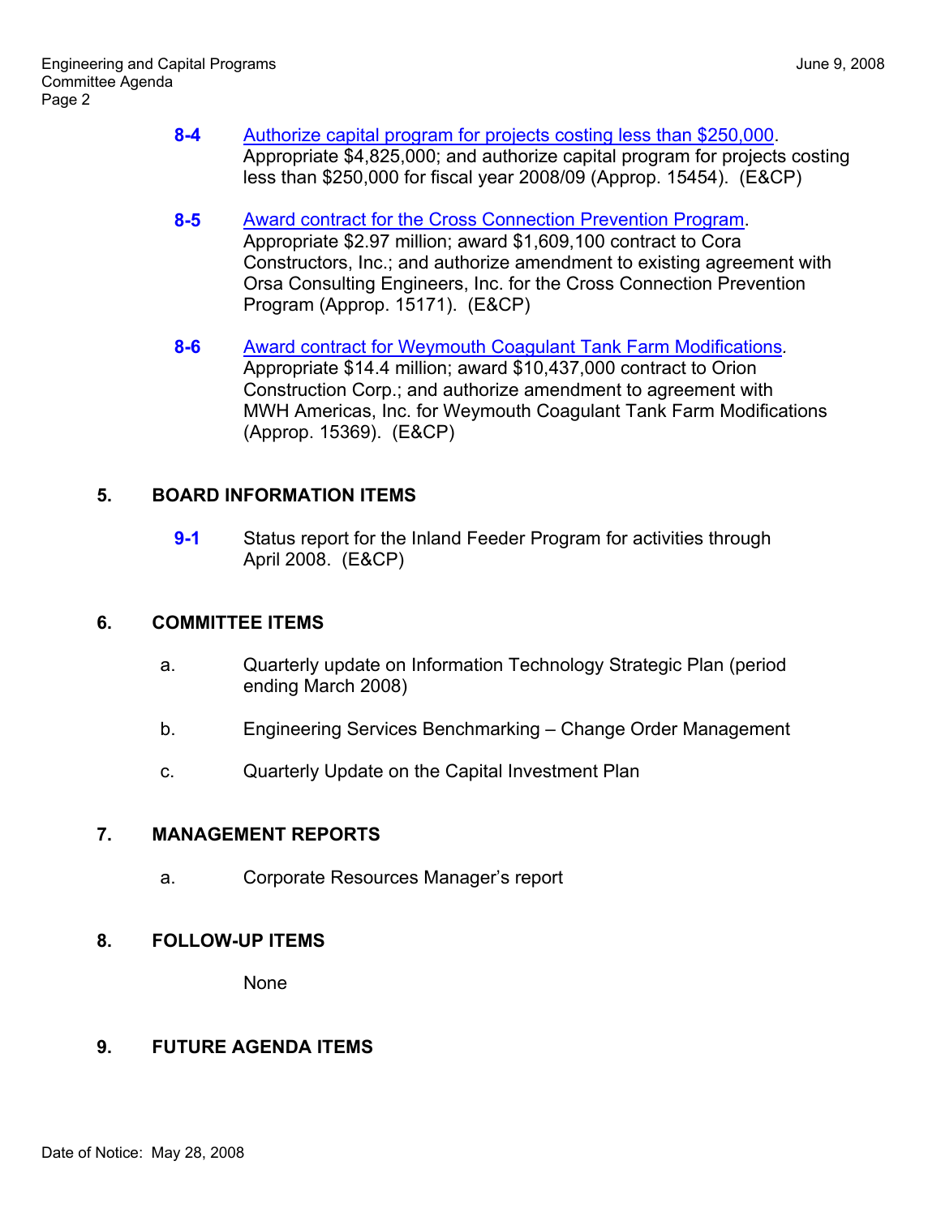**8-4** Authorize capital program for projects costing less than $250,000. Appropriate $4,825,000; and authorize capital program for projects costing less than $250,000 for fiscal year 2008/09 (Approp. 15454). (E&CP)

**8-5** Award contract for the Cross Connection Prevention Program. Appropriate $2.97 million; award $1,609,100 contract to Cora Constructors, Inc.; and authorize amendment to existing agreement with Orsa Consulting Engineers, Inc. for the Cross Connection Prevention Program (Approp. 15171). (E&CP)

**8-6** Award contract for Weymouth Coagulant Tank Farm Modifications. Appropriate $14.4 million; award $10,437,000 contract to Orion Construction Corp.; and authorize amendment to agreement with MWH Americas, Inc. for Weymouth Coagulant Tank Farm Modifications (Approp. 15369). (E&CP)

## 5. BOARD INFORMATION ITEMS

**9-1** Status report for the Inland Feeder Program for activities through April 2008. (E&CP)

## 6. COMMITTEE ITEMS

a. Quarterly update on Information Technology Strategic Plan (period ending March 2008)

b. Engineering Services Benchmarking – Change Order Management

c. Quarterly Update on the Capital Investment Plan

## 7. MANAGEMENT REPORTS

a. Corporate Resources Manager's report

## 8. FOLLOW-UP ITEMS

None

## 9. FUTURE AGENDA ITEMS

Date of Notice: May 28, 2008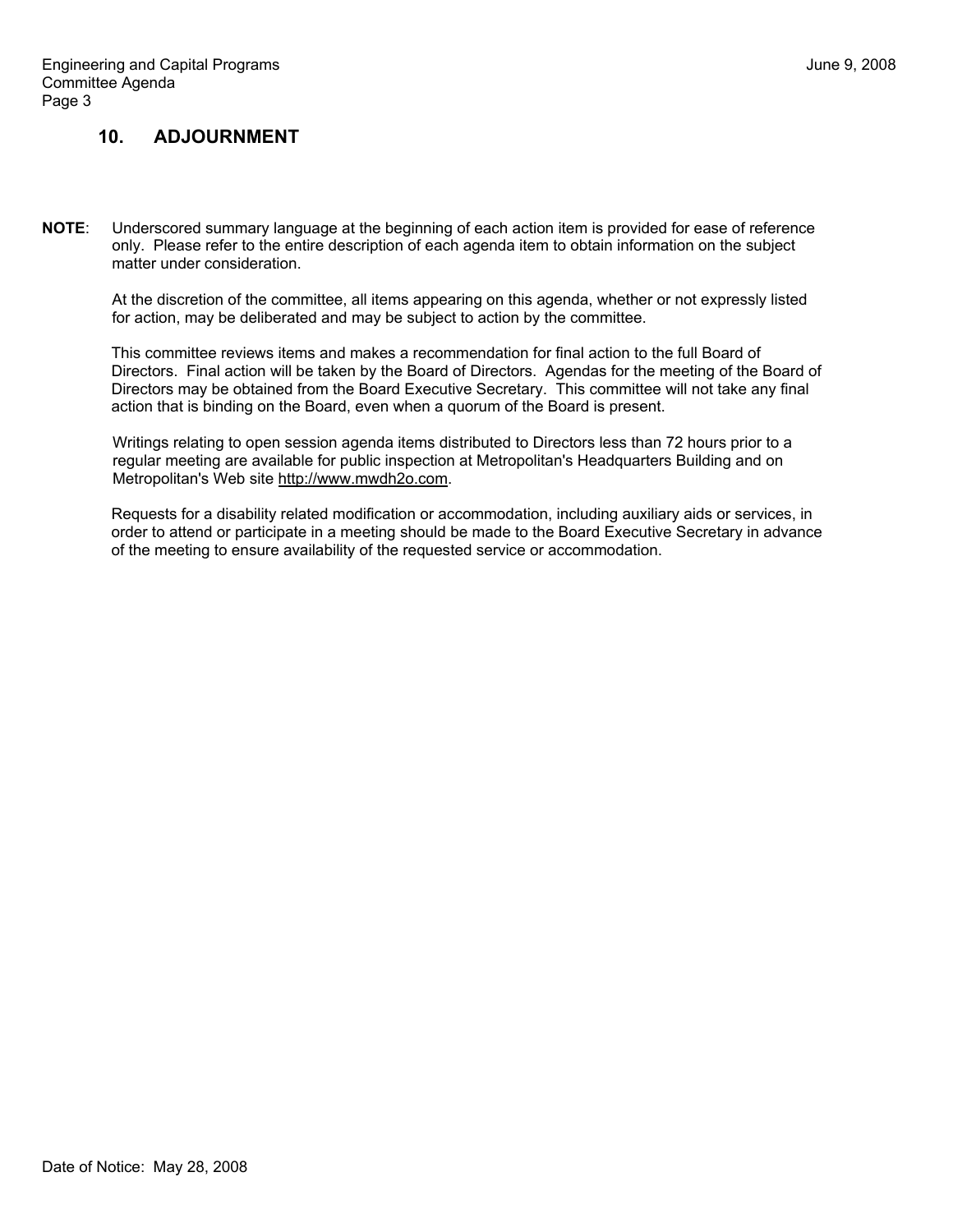## 10. ADJOURNMENT

**NOTE**: Underscored summary language at the beginning of each action item is provided for ease of reference only. Please refer to the entire description of each agenda item to obtain information on the subject matter under consideration.

At the discretion of the committee, all items appearing on this agenda, whether or not expressly listed for action, may be deliberated and may be subject to action by the committee.

This committee reviews items and makes a recommendation for final action to the full Board of Directors. Final action will be taken by the Board of Directors. Agendas for the meeting of the Board of Directors may be obtained from the Board Executive Secretary. This committee will not take any final action that is binding on the Board, even when a quorum of the Board is present.

Writings relating to open session agenda items distributed to Directors less than 72 hours prior to a regular meeting are available for public inspection at Metropolitan's Headquarters Building and on Metropolitan's Web site http://www.mwdh2o.com.

Requests for a disability related modification or accommodation, including auxiliary aids or services, in order to attend or participate in a meeting should be made to the Board Executive Secretary in advance of the meeting to ensure availability of the requested service or accommodation.

Date of Notice: May 28, 2008